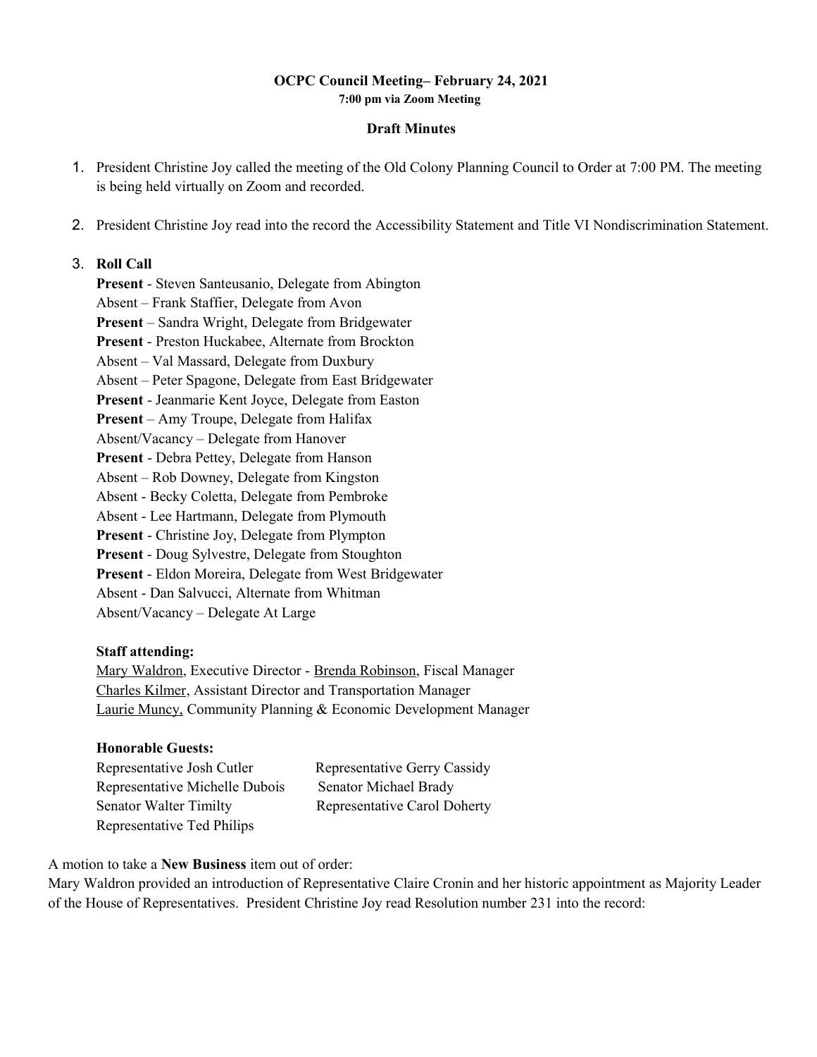**OCPC Council Meeting– February 24, 2021**
**7:00 pm via Zoom Meeting**

**Draft Minutes**

1. President Christine Joy called the meeting of the Old Colony Planning Council to Order at 7:00 PM. The meeting is being held virtually on Zoom and recorded.

2. President Christine Joy read into the record the Accessibility Statement and Title VI Nondiscrimination Statement.

3. **Roll Call**

   **Present** - Steven Santeusanio, Delegate from Abington
   Absent – Frank Staffier, Delegate from Avon
   **Present** – Sandra Wright, Delegate from Bridgewater
   **Present** - Preston Huckabee, Alternate from Brockton
   Absent – Val Massard, Delegate from Duxbury
   Absent – Peter Spagone, Delegate from East Bridgewater
   **Present** - Jeanmarie Kent Joyce, Delegate from Easton
   **Present** – Amy Troupe, Delegate from Halifax
   Absent/Vacancy – Delegate from Hanover
   **Present** - Debra Pettey, Delegate from Hanson
   Absent – Rob Downey, Delegate from Kingston
   Absent - Becky Coletta, Delegate from Pembroke
   Absent - Lee Hartmann, Delegate from Plymouth
   **Present** - Christine Joy, Delegate from Plympton
   **Present** - Doug Sylvestre, Delegate from Stoughton
   **Present** - Eldon Moreira, Delegate from West Bridgewater
   Absent - Dan Salvucci, Alternate from Whitman
   Absent/Vacancy – Delegate At Large

   **Staff attending:**
   Mary Waldron, Executive Director - Brenda Robinson, Fiscal Manager
   Charles Kilmer, Assistant Director and Transportation Manager
   Laurie Muncy, Community Planning & Economic Development Manager

   **Honorable Guests:**

   | | |
   |---|---|
   | Representative Josh Cutler | Representative Gerry Cassidy |
   | Representative Michelle Dubois | Senator Michael Brady |
   | Senator Walter Timilty | Representative Carol Doherty |
   | Representative Ted Philips | |

A motion to take a **New Business** item out of order:
Mary Waldron provided an introduction of Representative Claire Cronin and her historic appointment as Majority Leader of the House of Representatives. President Christine Joy read Resolution number 231 into the record: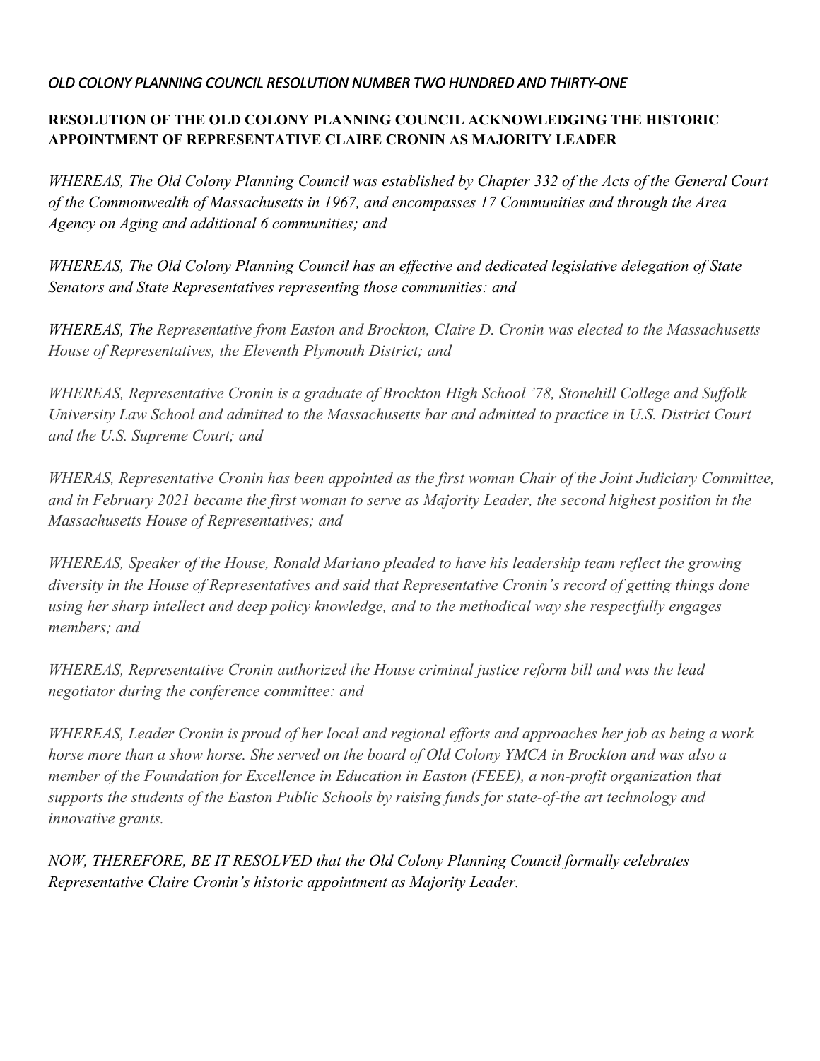*OLD COLONY PLANNING COUNCIL RESOLUTION NUMBER TWO HUNDRED AND THIRTY-ONE*

**RESOLUTION OF THE OLD COLONY PLANNING COUNCIL ACKNOWLEDGING THE HISTORIC APPOINTMENT OF REPRESENTATIVE CLAIRE CRONIN AS MAJORITY LEADER**

*WHEREAS, The Old Colony Planning Council was established by Chapter 332 of the Acts of the General Court of the Commonwealth of Massachusetts in 1967, and encompasses 17 Communities and through the Area Agency on Aging and additional 6 communities; and*

*WHEREAS, The Old Colony Planning Council has an effective and dedicated legislative delegation of State Senators and State Representatives representing those communities: and*

*WHEREAS, The Representative from Easton and Brockton, Claire D. Cronin was elected to the Massachusetts House of Representatives, the Eleventh Plymouth District; and*

*WHEREAS, Representative Cronin is a graduate of Brockton High School '78, Stonehill College and Suffolk University Law School and admitted to the Massachusetts bar and admitted to practice in U.S. District Court and the U.S. Supreme Court; and*

*WHERAS, Representative Cronin has been appointed as the first woman Chair of the Joint Judiciary Committee, and in February 2021 became the first woman to serve as Majority Leader, the second highest position in the Massachusetts House of Representatives; and*

*WHEREAS, Speaker of the House, Ronald Mariano pleaded to have his leadership team reflect the growing diversity in the House of Representatives and said that Representative Cronin's record of getting things done using her sharp intellect and deep policy knowledge, and to the methodical way she respectfully engages members; and*

*WHEREAS, Representative Cronin authorized the House criminal justice reform bill and was the lead negotiator during the conference committee: and*

*WHEREAS, Leader Cronin is proud of her local and regional efforts and approaches her job as being a work horse more than a show horse. She served on the board of Old Colony YMCA in Brockton and was also a member of the Foundation for Excellence in Education in Easton (FEEE), a non-profit organization that supports the students of the Easton Public Schools by raising funds for state-of-the art technology and innovative grants.*

*NOW, THEREFORE, BE IT RESOLVED that the Old Colony Planning Council formally celebrates Representative Claire Cronin's historic appointment as Majority Leader.*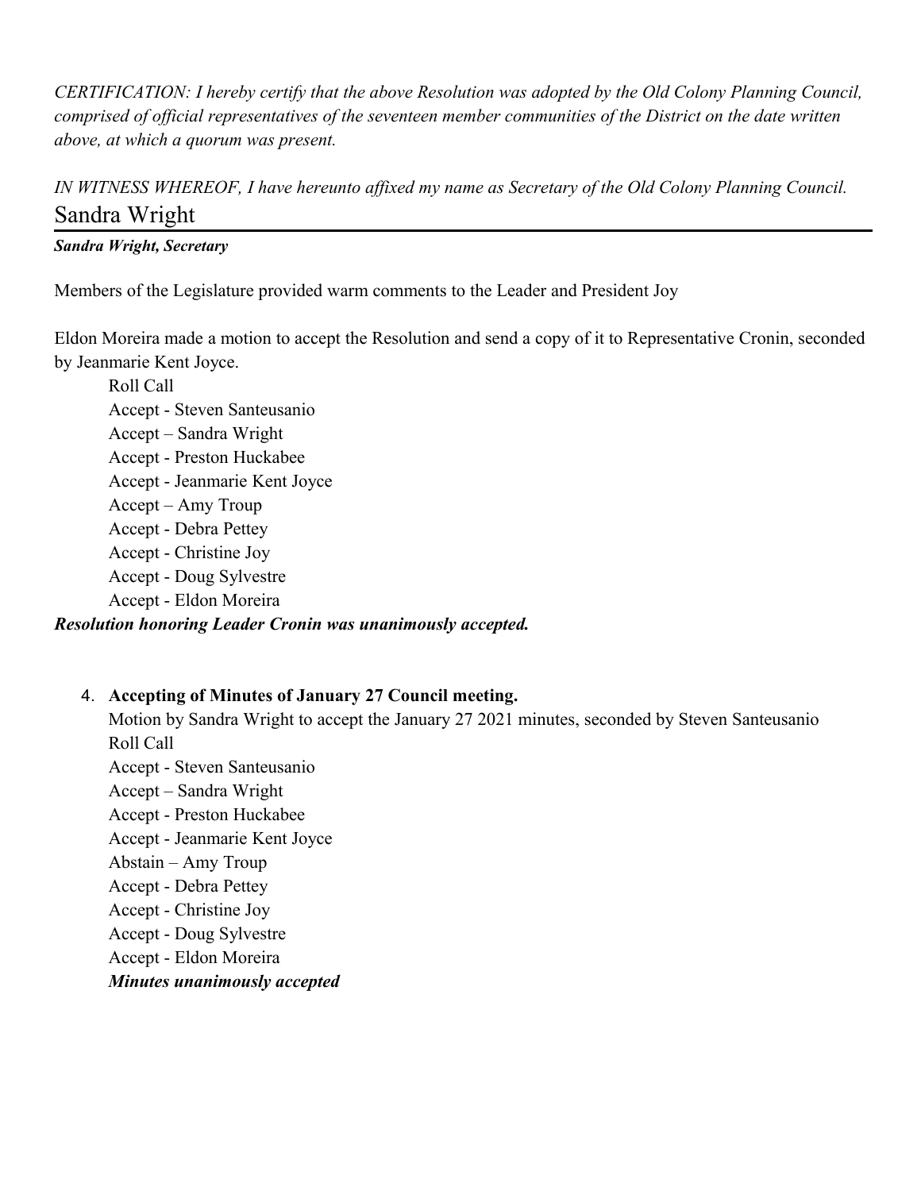*CERTIFICATION: I hereby certify that the above Resolution was adopted by the Old Colony Planning Council, comprised of official representatives of the seventeen member communities of the District on the date written above, at which a quorum was present.*

*IN WITNESS WHEREOF, I have hereunto affixed my name as Secretary of the Old Colony Planning Council.*

Sandra Wright

***Sandra Wright, Secretary***

Members of the Legislature provided warm comments to the Leader and President Joy

Eldon Moreira made a motion to accept the Resolution and send a copy of it to Representative Cronin, seconded by Jeanmarie Kent Joyce.

Roll Call
Accept - Steven Santeusanio
Accept – Sandra Wright
Accept - Preston Huckabee
Accept - Jeanmarie Kent Joyce
Accept – Amy Troup
Accept - Debra Pettey
Accept - Christine Joy
Accept - Doug Sylvestre
Accept - Eldon Moreira

***Resolution honoring Leader Cronin was unanimously accepted.***

4. **Accepting of Minutes of January 27 Council meeting.**

   Motion by Sandra Wright to accept the January 27 2021 minutes, seconded by Steven Santeusanio
   Roll Call
   Accept - Steven Santeusanio
   Accept – Sandra Wright
   Accept - Preston Huckabee
   Accept - Jeanmarie Kent Joyce
   Abstain – Amy Troup
   Accept - Debra Pettey
   Accept - Christine Joy
   Accept - Doug Sylvestre
   Accept - Eldon Moreira
   ***Minutes unanimously accepted***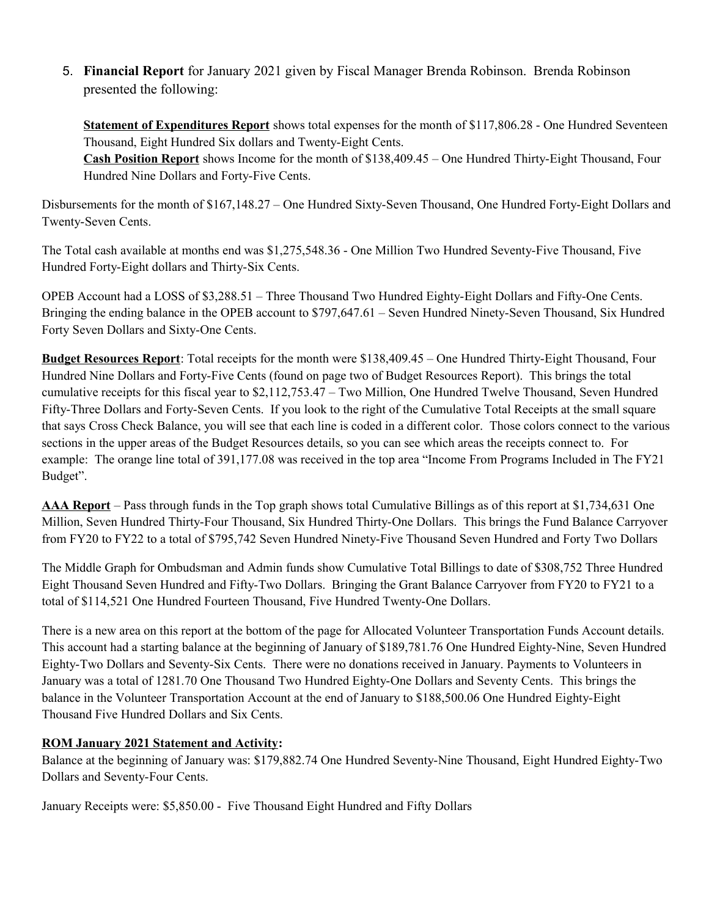5. **Financial Report** for January 2021 given by Fiscal Manager Brenda Robinson. Brenda Robinson presented the following:

   **Statement of Expenditures Report** shows total expenses for the month of $117,806.28 - One Hundred Seventeen Thousand, Eight Hundred Six dollars and Twenty-Eight Cents.
   **Cash Position Report** shows Income for the month of $138,409.45 – One Hundred Thirty-Eight Thousand, Four Hundred Nine Dollars and Forty-Five Cents.

Disbursements for the month of $167,148.27 – One Hundred Sixty-Seven Thousand, One Hundred Forty-Eight Dollars and Twenty-Seven Cents.

The Total cash available at months end was $1,275,548.36 - One Million Two Hundred Seventy-Five Thousand, Five Hundred Forty-Eight dollars and Thirty-Six Cents.

OPEB Account had a LOSS of $3,288.51 – Three Thousand Two Hundred Eighty-Eight Dollars and Fifty-One Cents. Bringing the ending balance in the OPEB account to $797,647.61 – Seven Hundred Ninety-Seven Thousand, Six Hundred Forty Seven Dollars and Sixty-One Cents.

**Budget Resources Report**: Total receipts for the month were $138,409.45 – One Hundred Thirty-Eight Thousand, Four Hundred Nine Dollars and Forty-Five Cents (found on page two of Budget Resources Report). This brings the total cumulative receipts for this fiscal year to $2,112,753.47 – Two Million, One Hundred Twelve Thousand, Seven Hundred Fifty-Three Dollars and Forty-Seven Cents. If you look to the right of the Cumulative Total Receipts at the small square that says Cross Check Balance, you will see that each line is coded in a different color. Those colors connect to the various sections in the upper areas of the Budget Resources details, so you can see which areas the receipts connect to. For example: The orange line total of 391,177.08 was received in the top area "Income From Programs Included in The FY21 Budget".

**AAA Report** – Pass through funds in the Top graph shows total Cumulative Billings as of this report at $1,734,631 One Million, Seven Hundred Thirty-Four Thousand, Six Hundred Thirty-One Dollars. This brings the Fund Balance Carryover from FY20 to FY22 to a total of $795,742 Seven Hundred Ninety-Five Thousand Seven Hundred and Forty Two Dollars

The Middle Graph for Ombudsman and Admin funds show Cumulative Total Billings to date of $308,752 Three Hundred Eight Thousand Seven Hundred and Fifty-Two Dollars. Bringing the Grant Balance Carryover from FY20 to FY21 to a total of $114,521 One Hundred Fourteen Thousand, Five Hundred Twenty-One Dollars.

There is a new area on this report at the bottom of the page for Allocated Volunteer Transportation Funds Account details. This account had a starting balance at the beginning of January of $189,781.76 One Hundred Eighty-Nine, Seven Hundred Eighty-Two Dollars and Seventy-Six Cents. There were no donations received in January. Payments to Volunteers in January was a total of 1281.70 One Thousand Two Hundred Eighty-One Dollars and Seventy Cents. This brings the balance in the Volunteer Transportation Account at the end of January to $188,500.06 One Hundred Eighty-Eight Thousand Five Hundred Dollars and Six Cents.

**ROM January 2021 Statement and Activity:**
Balance at the beginning of January was: $179,882.74 One Hundred Seventy-Nine Thousand, Eight Hundred Eighty-Two Dollars and Seventy-Four Cents.

January Receipts were: $5,850.00 - Five Thousand Eight Hundred and Fifty Dollars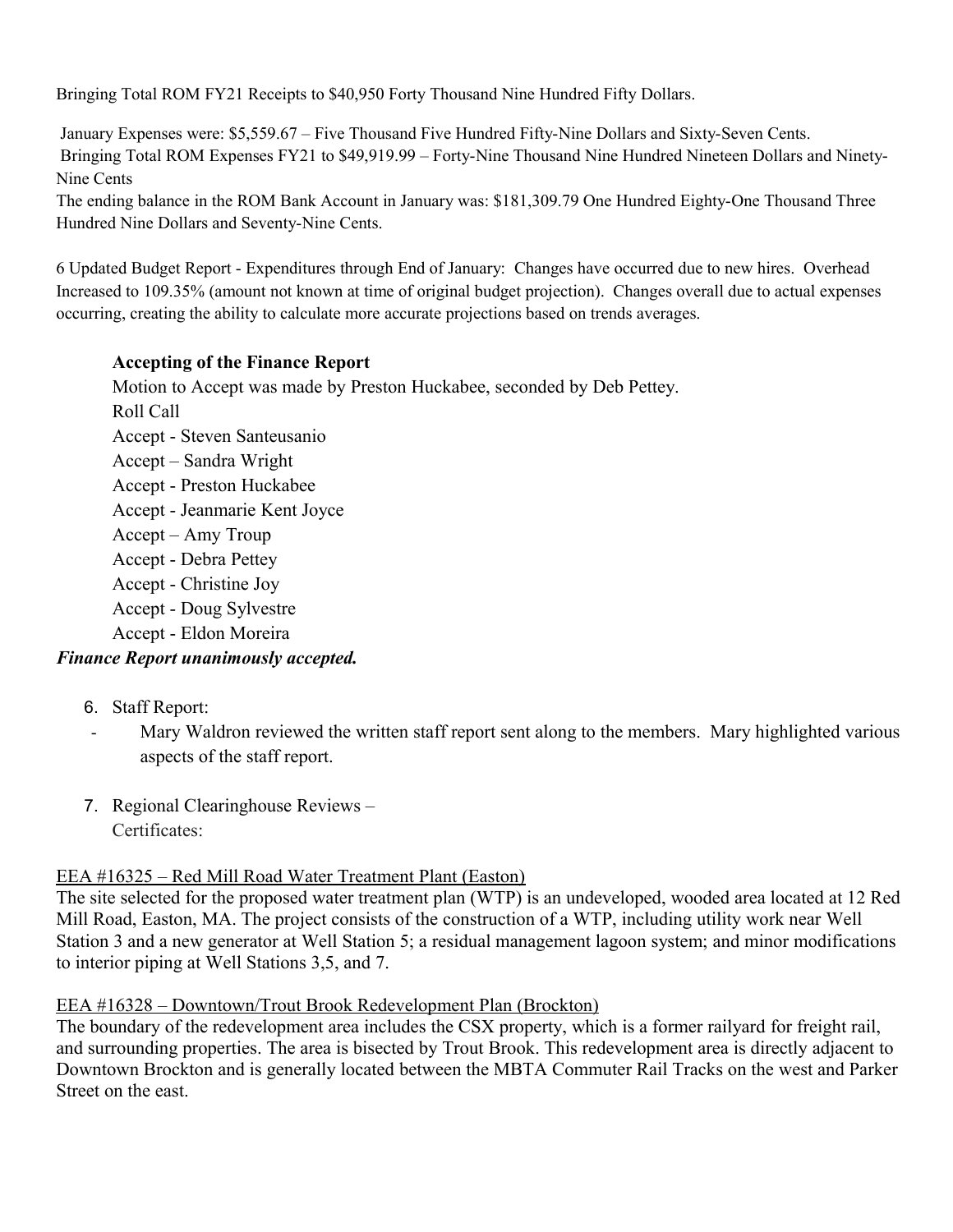Bringing Total ROM FY21 Receipts to $40,950 Forty Thousand Nine Hundred Fifty Dollars.

January Expenses were: $5,559.67 – Five Thousand Five Hundred Fifty-Nine Dollars and Sixty-Seven Cents.
Bringing Total ROM Expenses FY21 to $49,919.99 – Forty-Nine Thousand Nine Hundred Nineteen Dollars and Ninety-Nine Cents
The ending balance in the ROM Bank Account in January was: $181,309.79 One Hundred Eighty-One Thousand Three Hundred Nine Dollars and Seventy-Nine Cents.

6 Updated Budget Report - Expenditures through End of January: Changes have occurred due to new hires. Overhead Increased to 109.35% (amount not known at time of original budget projection). Changes overall due to actual expenses occurring, creating the ability to calculate more accurate projections based on trends averages.

**Accepting of the Finance Report**

Motion to Accept was made by Preston Huckabee, seconded by Deb Pettey.
Roll Call
Accept - Steven Santeusanio
Accept – Sandra Wright
Accept - Preston Huckabee
Accept - Jeanmarie Kent Joyce
Accept – Amy Troup
Accept - Debra Pettey
Accept - Christine Joy
Accept - Doug Sylvestre
Accept - Eldon Moreira

***Finance Report unanimously accepted.***

6. Staff Report:
   - Mary Waldron reviewed the written staff report sent along to the members. Mary highlighted various aspects of the staff report.

7. Regional Clearinghouse Reviews –
   Certificates:

EEA #16325 – Red Mill Road Water Treatment Plant (Easton)
The site selected for the proposed water treatment plan (WTP) is an undeveloped, wooded area located at 12 Red Mill Road, Easton, MA. The project consists of the construction of a WTP, including utility work near Well Station 3 and a new generator at Well Station 5; a residual management lagoon system; and minor modifications to interior piping at Well Stations 3,5, and 7.

EEA #16328 – Downtown/Trout Brook Redevelopment Plan (Brockton)
The boundary of the redevelopment area includes the CSX property, which is a former railyard for freight rail, and surrounding properties. The area is bisected by Trout Brook. This redevelopment area is directly adjacent to Downtown Brockton and is generally located between the MBTA Commuter Rail Tracks on the west and Parker Street on the east.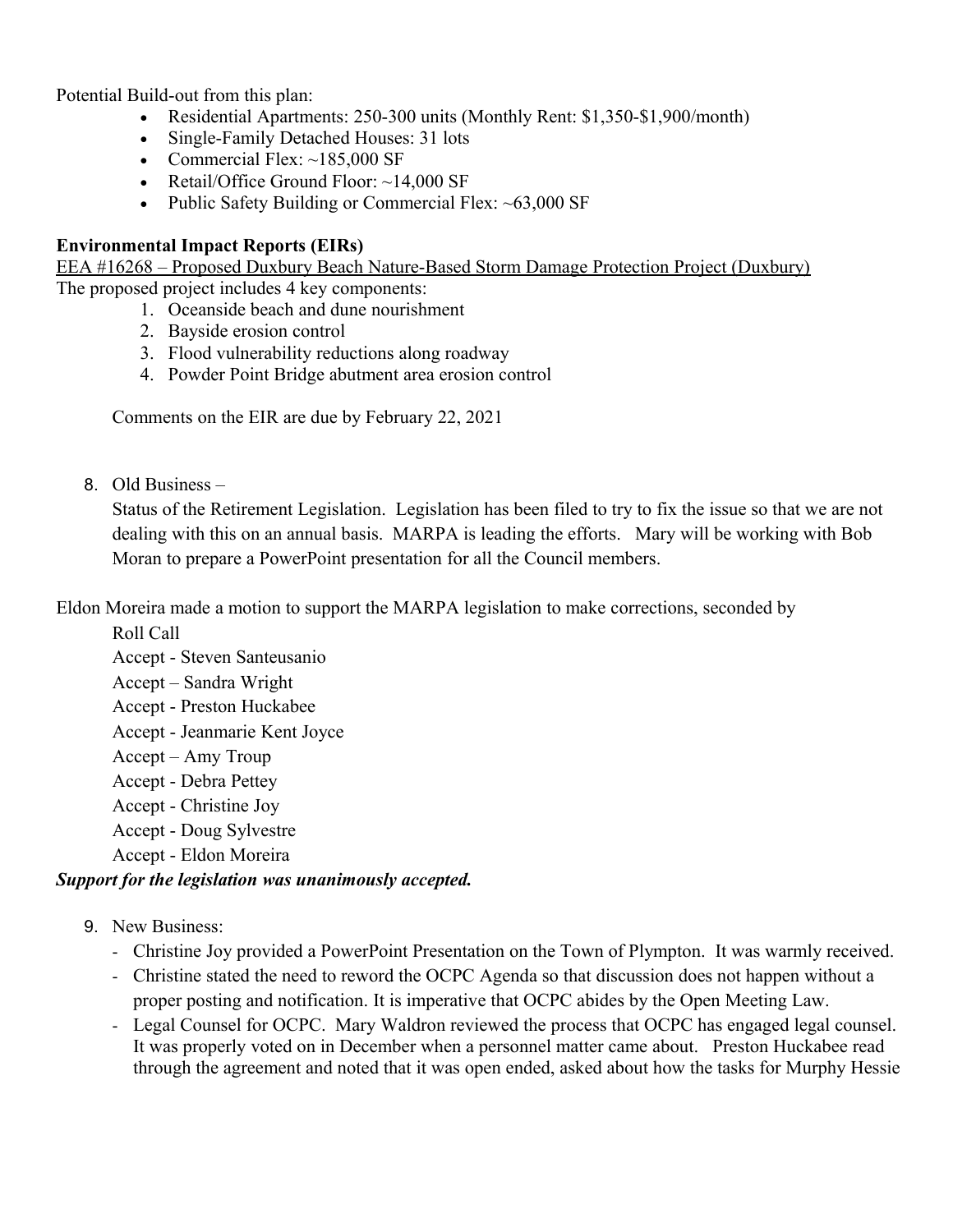Potential Build-out from this plan:

- Residential Apartments: 250-300 units (Monthly Rent: $1,350-$1,900/month)
- Single-Family Detached Houses: 31 lots
- Commercial Flex: ~185,000 SF
- Retail/Office Ground Floor: ~14,000 SF
- Public Safety Building or Commercial Flex: ~63,000 SF

**Environmental Impact Reports (EIRs)**

EEA #16268 – Proposed Duxbury Beach Nature-Based Storm Damage Protection Project (Duxbury)

The proposed project includes 4 key components:

1. Oceanside beach and dune nourishment
2. Bayside erosion control
3. Flood vulnerability reductions along roadway
4. Powder Point Bridge abutment area erosion control

Comments on the EIR are due by February 22, 2021

8. Old Business –

   Status of the Retirement Legislation. Legislation has been filed to try to fix the issue so that we are not dealing with this on an annual basis. MARPA is leading the efforts. Mary will be working with Bob Moran to prepare a PowerPoint presentation for all the Council members.

Eldon Moreira made a motion to support the MARPA legislation to make corrections, seconded by

Roll Call
Accept - Steven Santeusanio
Accept – Sandra Wright
Accept - Preston Huckabee
Accept - Jeanmarie Kent Joyce
Accept – Amy Troup
Accept - Debra Pettey
Accept - Christine Joy
Accept - Doug Sylvestre
Accept - Eldon Moreira

***Support for the legislation was unanimously accepted.***

9. New Business:
   - Christine Joy provided a PowerPoint Presentation on the Town of Plympton. It was warmly received.
   - Christine stated the need to reword the OCPC Agenda so that discussion does not happen without a proper posting and notification. It is imperative that OCPC abides by the Open Meeting Law.
   - Legal Counsel for OCPC. Mary Waldron reviewed the process that OCPC has engaged legal counsel. It was properly voted on in December when a personnel matter came about. Preston Huckabee read through the agreement and noted that it was open ended, asked about how the tasks for Murphy Hessie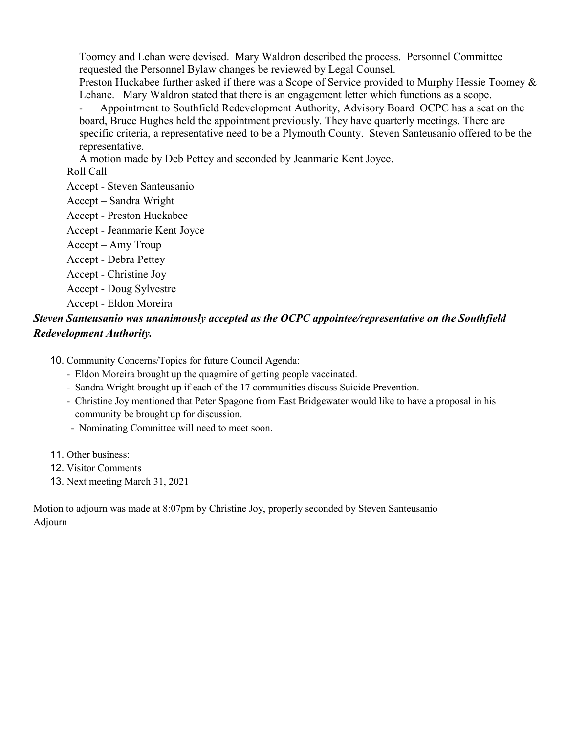Toomey and Lehan were devised. Mary Waldron described the process. Personnel Committee requested the Personnel Bylaw changes be reviewed by Legal Counsel.

Preston Huckabee further asked if there was a Scope of Service provided to Murphy Hessie Toomey & Lehane. Mary Waldron stated that there is an engagement letter which functions as a scope.

- Appointment to Southfield Redevelopment Authority, Advisory Board OCPC has a seat on the board, Bruce Hughes held the appointment previously. They have quarterly meetings. There are specific criteria, a representative need to be a Plymouth County. Steven Santeusanio offered to be the representative.

A motion made by Deb Pettey and seconded by Jeanmarie Kent Joyce.

Roll Call

Accept - Steven Santeusanio

Accept – Sandra Wright

Accept - Preston Huckabee

Accept - Jeanmarie Kent Joyce

Accept – Amy Troup

Accept - Debra Pettey

Accept - Christine Joy

Accept - Doug Sylvestre

Accept - Eldon Moreira

***Steven Santeusanio was unanimously accepted as the OCPC appointee/representative on the Southfield Redevelopment Authority.***

10. Community Concerns/Topics for future Council Agenda:
    - Eldon Moreira brought up the quagmire of getting people vaccinated.
    - Sandra Wright brought up if each of the 17 communities discuss Suicide Prevention.
    - Christine Joy mentioned that Peter Spagone from East Bridgewater would like to have a proposal in his community be brought up for discussion.
    - Nominating Committee will need to meet soon.
11. Other business:
12. Visitor Comments
13. Next meeting March 31, 2021

Motion to adjourn was made at 8:07pm by Christine Joy, properly seconded by Steven Santeusanio
Adjourn